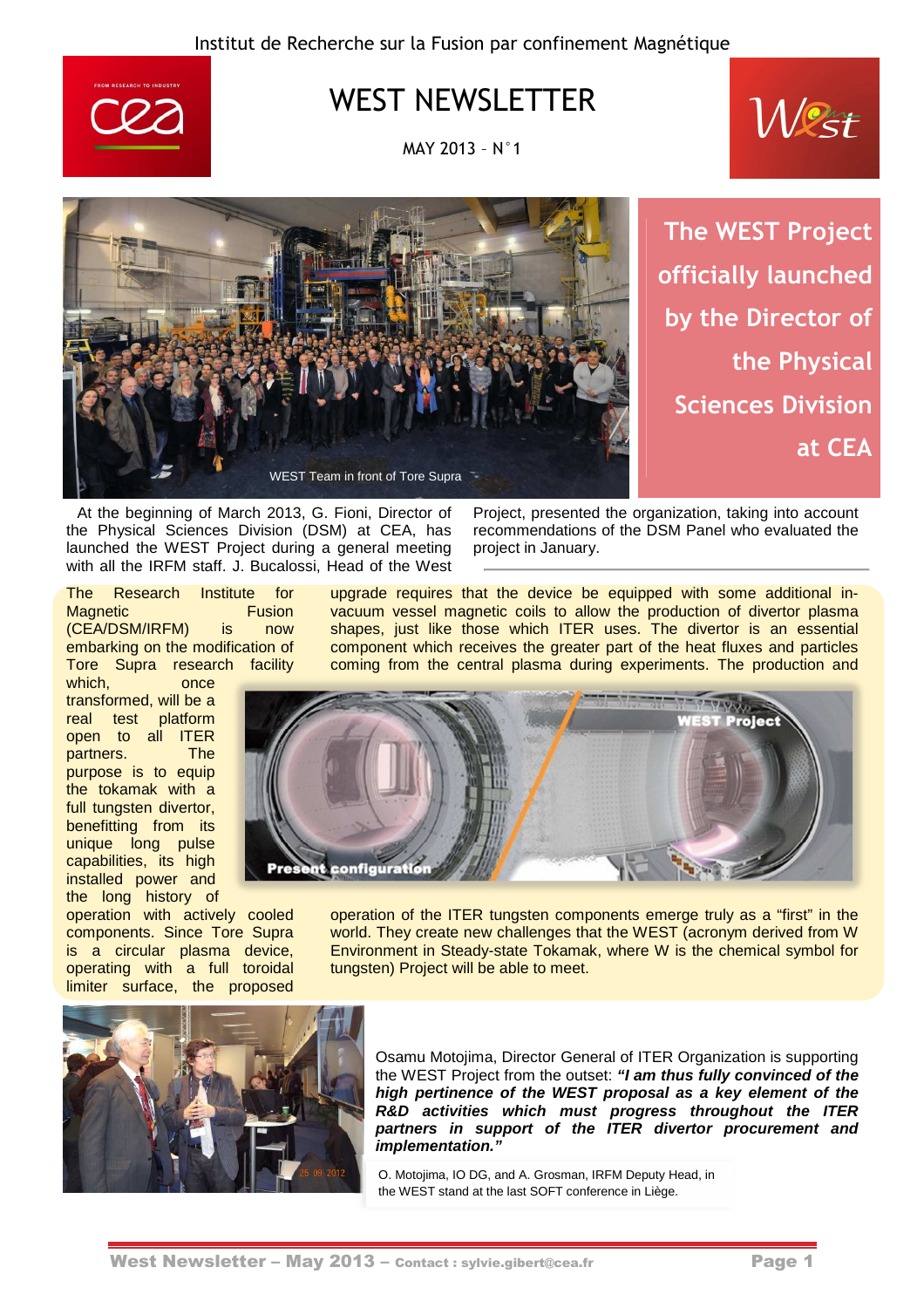Institut de Recherche sur la Fusion par confinement Magnétique

# WEST NEWSLETTER

MAY 2013 – N°1

WEST Team in front of Tore Supra

## The WEST Project officially launched by the Director of the Physical Sciences Division at CEA

At the beginning of March 2013, G. Fioni, Director of the Physical Sciences Division (DSM) at CEA, has launched the WEST Project during a general meeting with all the IRFM staff. J. Bucalossi, Head of the West Project, presented the organization, taking into account recommendations of the DSM Panel who evaluated the project in January.

The Research Institute for Magnetic Fusion (CEA/DSM/IRFM) is now embarking on the modification of Tore Supra research facility which, once transformed, will be a real test platform open to all ITER partners. The purpose is to equip the tokamak with a full tungsten divertor, benefitting from its unique long pulse capabilities, its high installed power and the long history of operation with actively cooled components. Since Tore Supra is a circular plasma device, operating with a full toroidal limiter surface, the proposed upgrade requires that the device be equipped with some additional in-vacuum vessel magnetic coils to allow the production of divertor plasma shapes, just like those which ITER uses. The divertor is an essential component which receives the greater part of the heat fluxes and particles coming from the central plasma during experiments. The production and operation of the ITER tungsten components emerge truly as a "first" in the world. They create new challenges that the WEST (acronym derived from W Environment in Steady-state Tokamak, where W is the chemical symbol for tungsten) Project will be able to meet.

Present configuration

WEST Project

Osamu Motojima, Director General of ITER Organization is supporting the WEST Project from the outset: ***"I am thus fully convinced of the high pertinence of the WEST proposal as a key element of the R&D activities which must progress throughout the ITER partners in support of the ITER divertor procurement and implementation."***

O. Motojima, IO DG, and A. Grosman, IRFM Deputy Head, in the WEST stand at the last SOFT conference in Liège.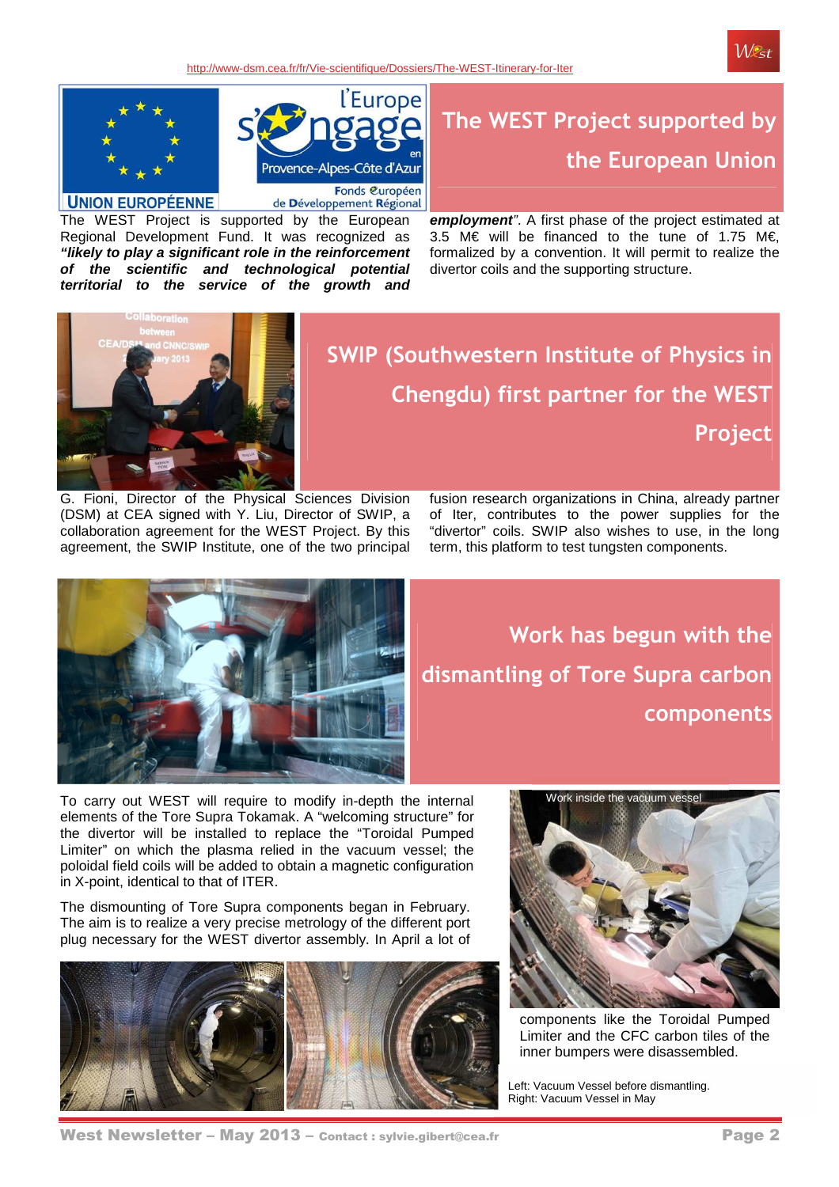http://www-dsm.cea.fr/fr/Vie-scientifique/Dossiers/The-WEST-Itinerary-for-Iter

## The WEST Project supported by the European Union

The WEST Project is supported by the European Regional Development Fund. It was recognized as ***"likely to play a significant role in the reinforcement of the scientific and technological potential territorial to the service of the growth and employment"***. A first phase of the project estimated at 3.5 M€ will be financed to the tune of 1.75 M€, formalized by a convention. It will permit to realize the divertor coils and the supporting structure.

## SWIP (Southwestern Institute of Physics in Chengdu) first partner for the WEST Project

G. Fioni, Director of the Physical Sciences Division (DSM) at CEA signed with Y. Liu, Director of SWIP, a collaboration agreement for the WEST Project. By this agreement, the SWIP Institute, one of the two principal fusion research organizations in China, already partner of Iter, contributes to the power supplies for the "divertor" coils. SWIP also wishes to use, in the long term, this platform to test tungsten components.

## Work has begun with the dismantling of Tore Supra carbon components

To carry out WEST will require to modify in-depth the internal elements of the Tore Supra Tokamak. A "welcoming structure" for the divertor will be installed to replace the "Toroidal Pumped Limiter" on which the plasma relied in the vacuum vessel; the poloidal field coils will be added to obtain a magnetic configuration in X-point, identical to that of ITER.

The dismounting of Tore Supra components began in February. The aim is to realize a very precise metrology of the different port plug necessary for the WEST divertor assembly. In April a lot of components like the Toroidal Pumped Limiter and the CFC carbon tiles of the inner bumpers were disassembled.

Work inside the vacuum vessel

Left: Vacuum Vessel before dismantling.
Right: Vacuum Vessel in May

West Newsletter – May 2013 – Contact : sylvie.gibert@cea.fr